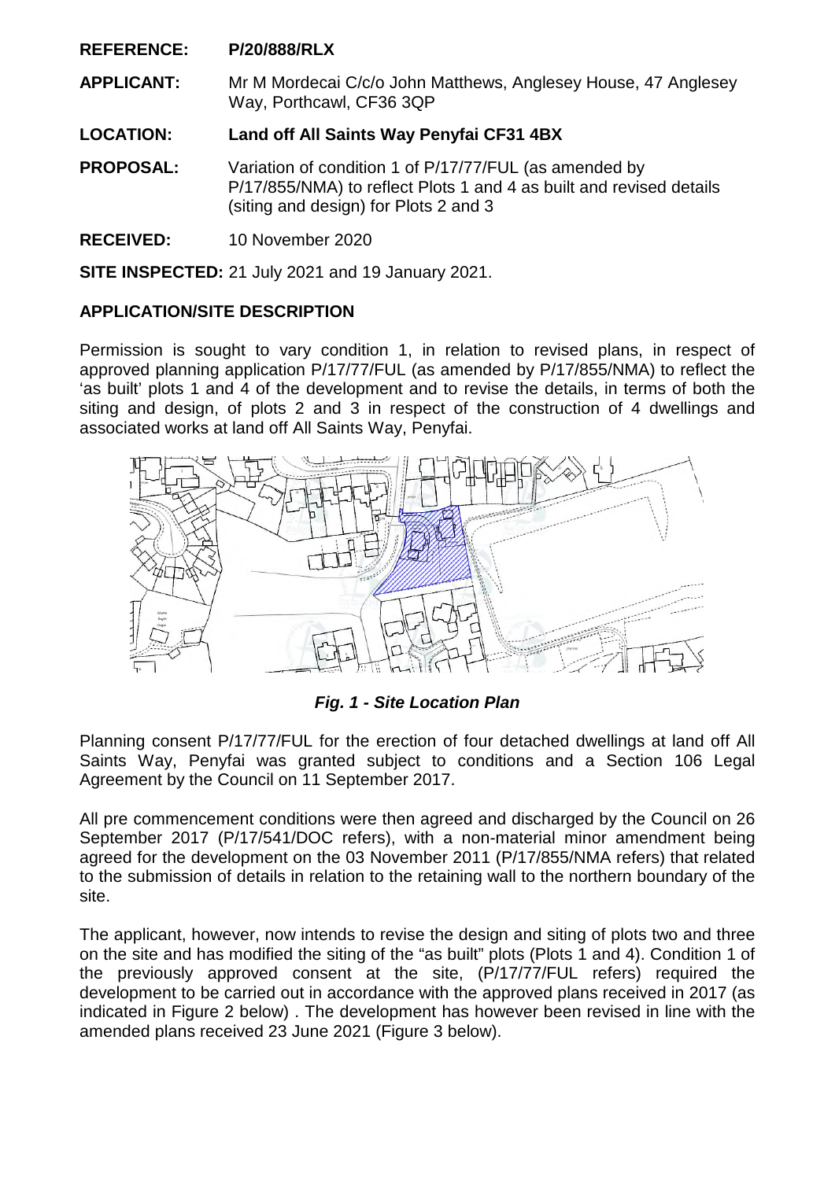**REFERENCE:** **P/20/888/RLX**

**APPLICANT:** Mr M Mordecai C/c/o John Matthews, Anglesey House, 47 Anglesey Way, Porthcawl, CF36 3QP

**LOCATION:** **Land off All Saints Way Penyfai CF31 4BX**

**PROPOSAL:** Variation of condition 1 of P/17/77/FUL (as amended by P/17/855/NMA) to reflect Plots 1 and 4 as built and revised details (siting and design) for Plots 2 and 3

**RECEIVED:** 10 November 2020

**SITE INSPECTED:** 21 July 2021 and 19 January 2021.

## APPLICATION/SITE DESCRIPTION

Permission is sought to vary condition 1, in relation to revised plans, in respect of approved planning application P/17/77/FUL (as amended by P/17/855/NMA) to reflect the 'as built' plots 1 and 4 of the development and to revise the details, in terms of both the siting and design, of plots 2 and 3 in respect of the construction of 4 dwellings and associated works at land off All Saints Way, Penyfai.

***Fig. 1 - Site Location Plan***

Planning consent P/17/77/FUL for the erection of four detached dwellings at land off All Saints Way, Penyfai was granted subject to conditions and a Section 106 Legal Agreement by the Council on 11 September 2017.

All pre commencement conditions were then agreed and discharged by the Council on 26 September 2017 (P/17/541/DOC refers), with a non-material minor amendment being agreed for the development on the 03 November 2011 (P/17/855/NMA refers) that related to the submission of details in relation to the retaining wall to the northern boundary of the site.

The applicant, however, now intends to revise the design and siting of plots two and three on the site and has modified the siting of the "as built" plots (Plots 1 and 4). Condition 1 of the previously approved consent at the site, (P/17/77/FUL refers) required the development to be carried out in accordance with the approved plans received in 2017 (as indicated in Figure 2 below) . The development has however been revised in line with the amended plans received 23 June 2021 (Figure 3 below).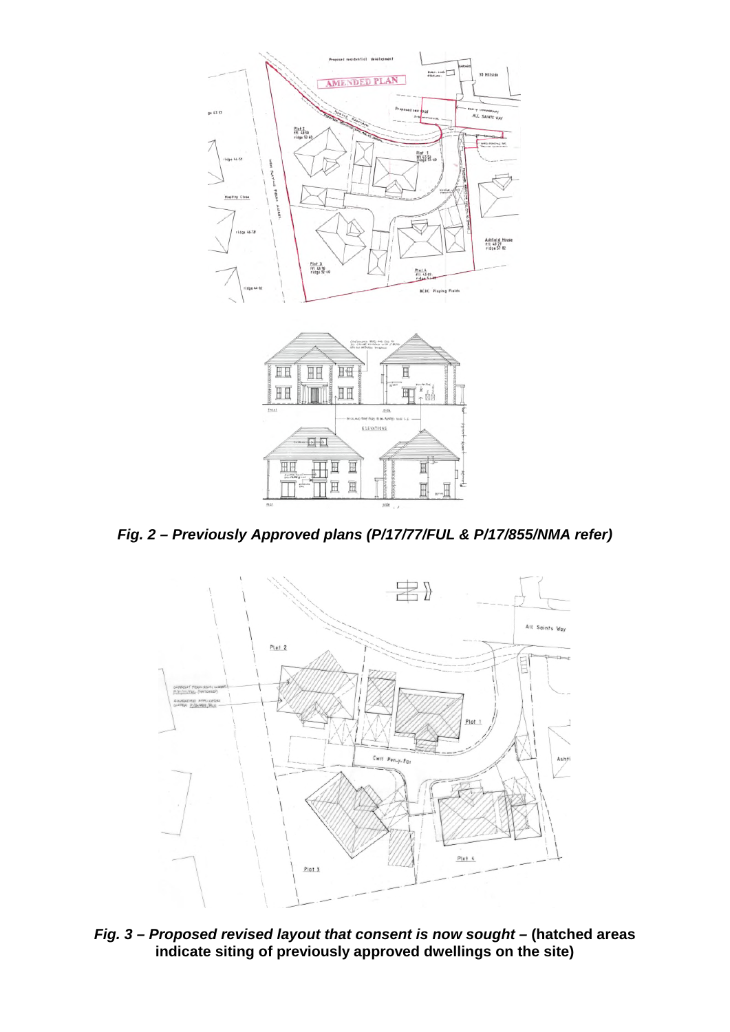***Fig. 2 – Previously Approved plans (P/17/77/FUL & P/17/855/NMA refer)***

***Fig. 3 – Proposed revised layout that consent is now sought* – (hatched areas indicate siting of previously approved dwellings on the site)**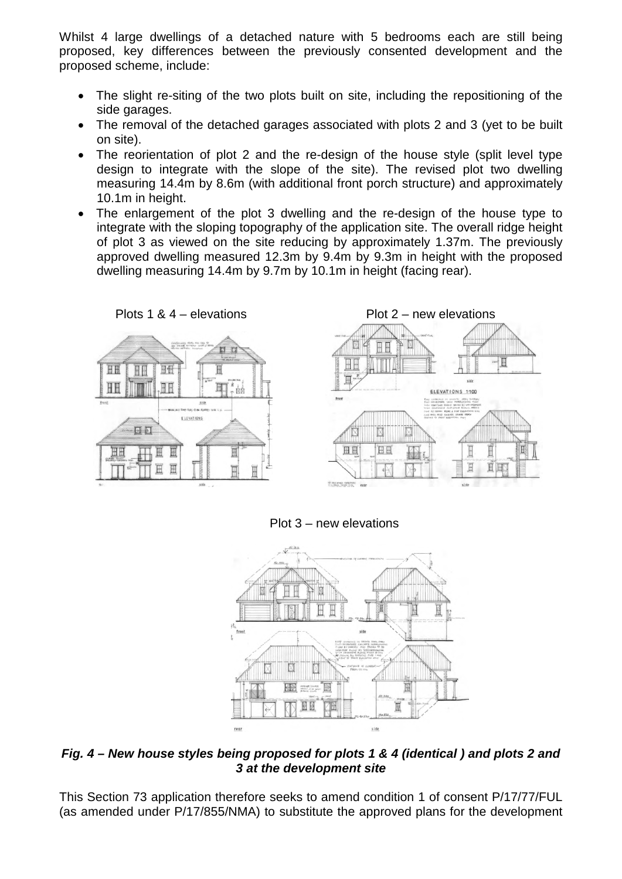Whilst 4 large dwellings of a detached nature with 5 bedrooms each are still being proposed, key differences between the previously consented development and the proposed scheme, include:

- The slight re-siting of the two plots built on site, including the repositioning of the side garages.
- The removal of the detached garages associated with plots 2 and 3 (yet to be built on site).
- The reorientation of plot 2 and the re-design of the house style (split level type design to integrate with the slope of the site). The revised plot two dwelling measuring 14.4m by 8.6m (with additional front porch structure) and approximately 10.1m in height.
- The enlargement of the plot 3 dwelling and the re-design of the house type to integrate with the sloping topography of the application site. The overall ridge height of plot 3 as viewed on the site reducing by approximately 1.37m. The previously approved dwelling measured 12.3m by 9.4m by 9.3m in height with the proposed dwelling measuring 14.4m by 9.7m by 10.1m in height (facing rear).

Plots 1 & 4 – elevations

Plot 2 – new elevations

Plot 3 – new elevations

***Fig. 4 – New house styles being proposed for plots 1 & 4 (identical ) and plots 2 and 3 at the development site***

This Section 73 application therefore seeks to amend condition 1 of consent P/17/77/FUL (as amended under P/17/855/NMA) to substitute the approved plans for the development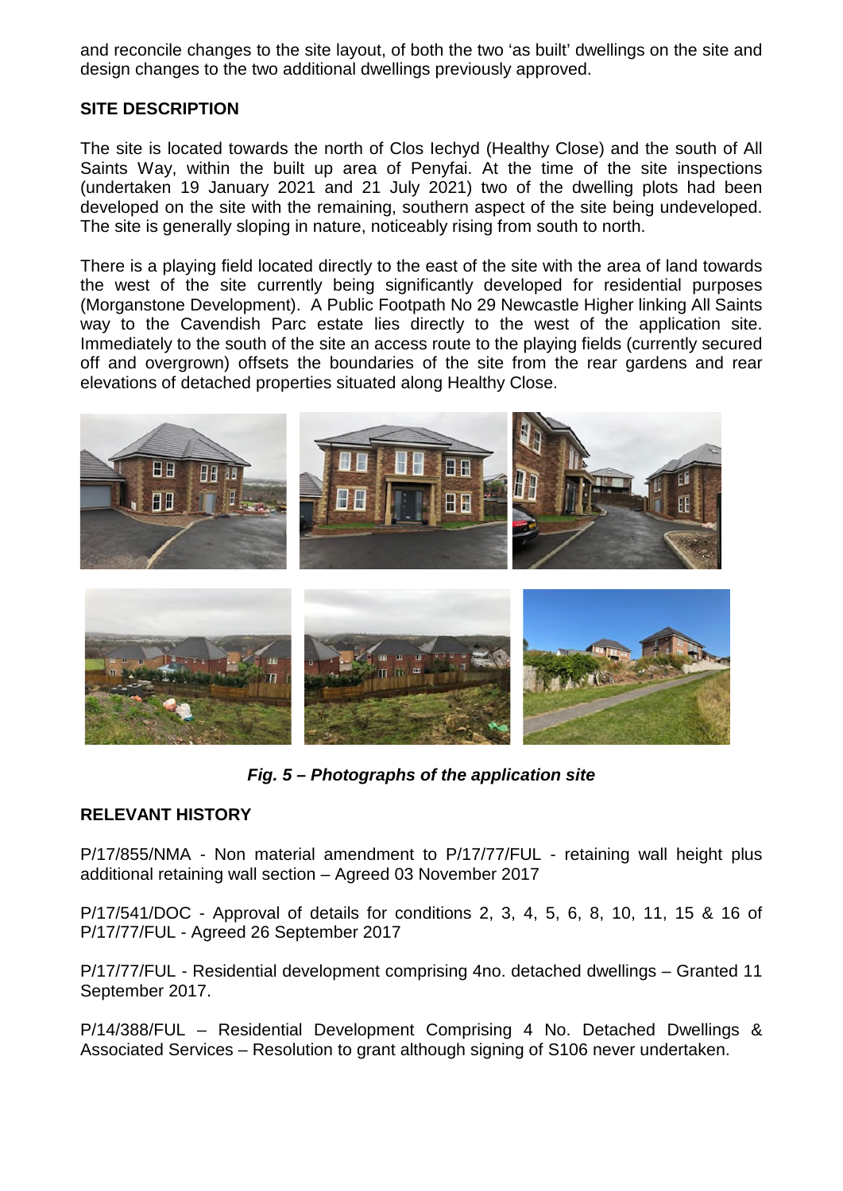and reconcile changes to the site layout, of both the two 'as built' dwellings on the site and design changes to the two additional dwellings previously approved.

**SITE DESCRIPTION**

The site is located towards the north of Clos Iechyd (Healthy Close) and the south of All Saints Way, within the built up area of Penyfai. At the time of the site inspections (undertaken 19 January 2021 and 21 July 2021) two of the dwelling plots had been developed on the site with the remaining, southern aspect of the site being undeveloped. The site is generally sloping in nature, noticeably rising from south to north.

There is a playing field located directly to the east of the site with the area of land towards the west of the site currently being significantly developed for residential purposes (Morganstone Development). A Public Footpath No 29 Newcastle Higher linking All Saints way to the Cavendish Parc estate lies directly to the west of the application site. Immediately to the south of the site an access route to the playing fields (currently secured off and overgrown) offsets the boundaries of the site from the rear gardens and rear elevations of detached properties situated along Healthy Close.

***Fig. 5 – Photographs of the application site***

**RELEVANT HISTORY**

P/17/855/NMA - Non material amendment to P/17/77/FUL - retaining wall height plus additional retaining wall section – Agreed 03 November 2017

P/17/541/DOC - Approval of details for conditions 2, 3, 4, 5, 6, 8, 10, 11, 15 & 16 of P/17/77/FUL - Agreed 26 September 2017

P/17/77/FUL - Residential development comprising 4no. detached dwellings – Granted 11 September 2017.

P/14/388/FUL – Residential Development Comprising 4 No. Detached Dwellings & Associated Services – Resolution to grant although signing of S106 never undertaken.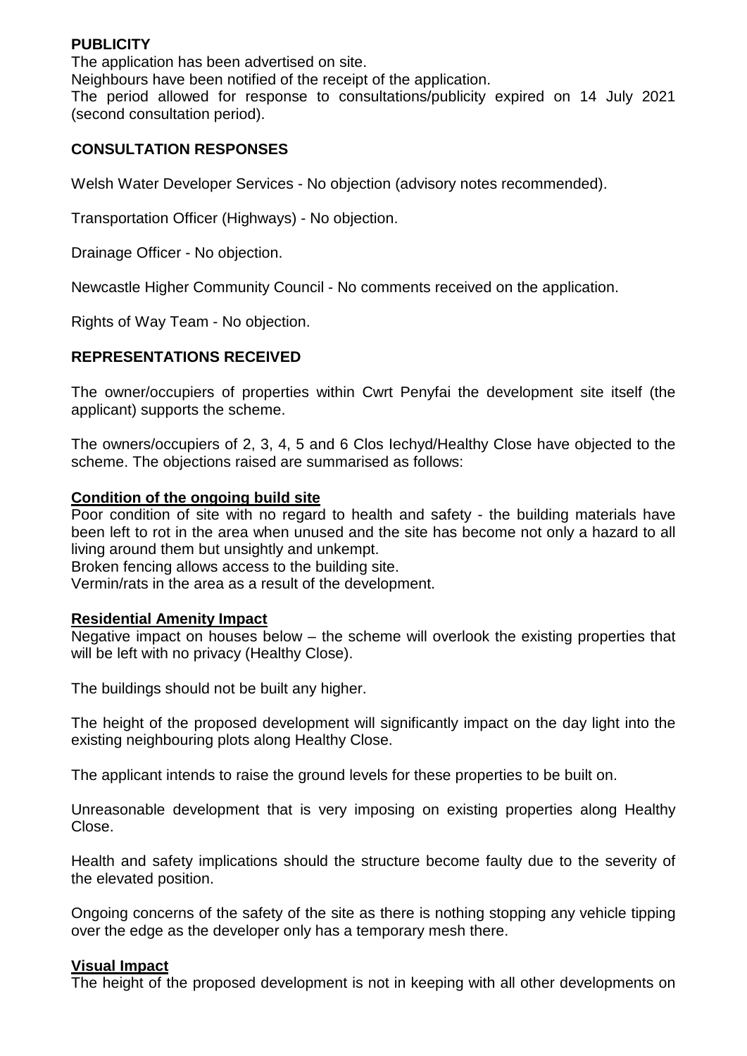**PUBLICITY**

The application has been advertised on site.

Neighbours have been notified of the receipt of the application.

The period allowed for response to consultations/publicity expired on 14 July 2021 (second consultation period).

**CONSULTATION RESPONSES**

Welsh Water Developer Services - No objection (advisory notes recommended).

Transportation Officer (Highways) - No objection.

Drainage Officer - No objection.

Newcastle Higher Community Council - No comments received on the application.

Rights of Way Team - No objection.

**REPRESENTATIONS RECEIVED**

The owner/occupiers of properties within Cwrt Penyfai the development site itself (the applicant) supports the scheme.

The owners/occupiers of 2, 3, 4, 5 and 6 Clos Iechyd/Healthy Close have objected to the scheme. The objections raised are summarised as follows:

**Condition of the ongoing build site**

Poor condition of site with no regard to health and safety - the building materials have been left to rot in the area when unused and the site has become not only a hazard to all living around them but unsightly and unkempt.

Broken fencing allows access to the building site.

Vermin/rats in the area as a result of the development.

**Residential Amenity Impact**

Negative impact on houses below – the scheme will overlook the existing properties that will be left with no privacy (Healthy Close).

The buildings should not be built any higher.

The height of the proposed development will significantly impact on the day light into the existing neighbouring plots along Healthy Close.

The applicant intends to raise the ground levels for these properties to be built on.

Unreasonable development that is very imposing on existing properties along Healthy Close.

Health and safety implications should the structure become faulty due to the severity of the elevated position.

Ongoing concerns of the safety of the site as there is nothing stopping any vehicle tipping over the edge as the developer only has a temporary mesh there.

**Visual Impact**

The height of the proposed development is not in keeping with all other developments on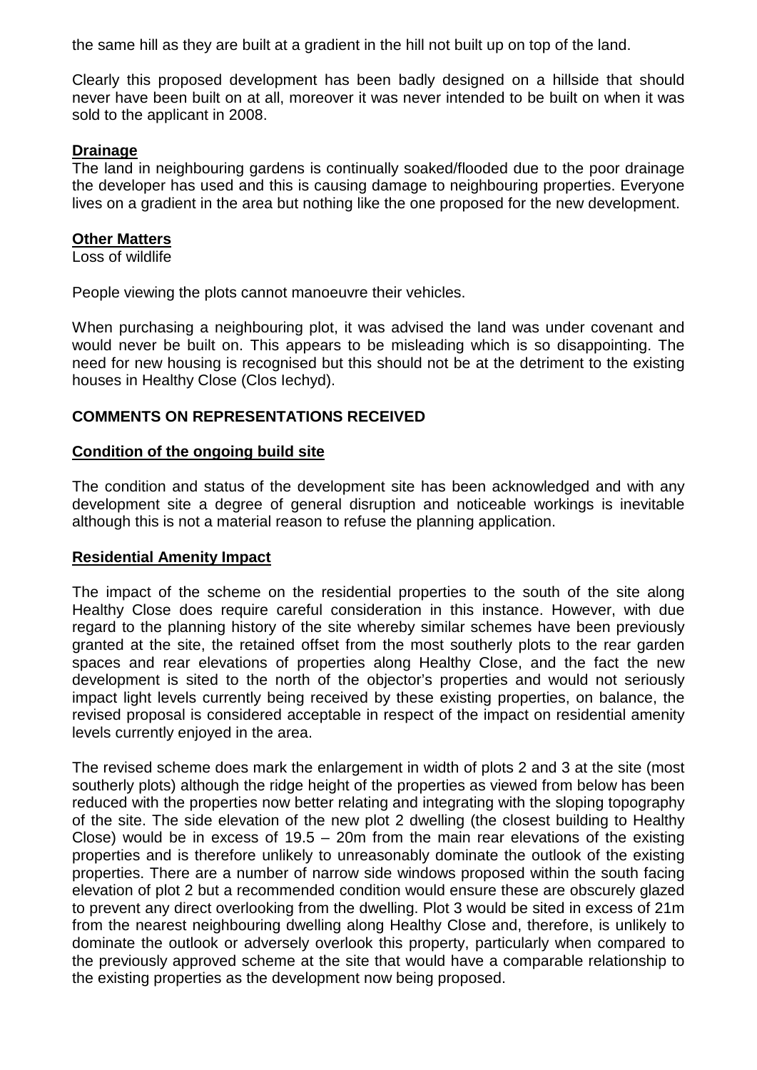the same hill as they are built at a gradient in the hill not built up on top of the land.

Clearly this proposed development has been badly designed on a hillside that should never have been built on at all, moreover it was never intended to be built on when it was sold to the applicant in 2008.

**Drainage**

The land in neighbouring gardens is continually soaked/flooded due to the poor drainage the developer has used and this is causing damage to neighbouring properties. Everyone lives on a gradient in the area but nothing like the one proposed for the new development.

**Other Matters**

Loss of wildlife

People viewing the plots cannot manoeuvre their vehicles.

When purchasing a neighbouring plot, it was advised the land was under covenant and would never be built on. This appears to be misleading which is so disappointing. The need for new housing is recognised but this should not be at the detriment to the existing houses in Healthy Close (Clos Iechyd).

## COMMENTS ON REPRESENTATIONS RECEIVED

**Condition of the ongoing build site**

The condition and status of the development site has been acknowledged and with any development site a degree of general disruption and noticeable workings is inevitable although this is not a material reason to refuse the planning application.

**Residential Amenity Impact**

The impact of the scheme on the residential properties to the south of the site along Healthy Close does require careful consideration in this instance. However, with due regard to the planning history of the site whereby similar schemes have been previously granted at the site, the retained offset from the most southerly plots to the rear garden spaces and rear elevations of properties along Healthy Close, and the fact the new development is sited to the north of the objector's properties and would not seriously impact light levels currently being received by these existing properties, on balance, the revised proposal is considered acceptable in respect of the impact on residential amenity levels currently enjoyed in the area.

The revised scheme does mark the enlargement in width of plots 2 and 3 at the site (most southerly plots) although the ridge height of the properties as viewed from below has been reduced with the properties now better relating and integrating with the sloping topography of the site. The side elevation of the new plot 2 dwelling (the closest building to Healthy Close) would be in excess of 19.5 – 20m from the main rear elevations of the existing properties and is therefore unlikely to unreasonably dominate the outlook of the existing properties. There are a number of narrow side windows proposed within the south facing elevation of plot 2 but a recommended condition would ensure these are obscurely glazed to prevent any direct overlooking from the dwelling. Plot 3 would be sited in excess of 21m from the nearest neighbouring dwelling along Healthy Close and, therefore, is unlikely to dominate the outlook or adversely overlook this property, particularly when compared to the previously approved scheme at the site that would have a comparable relationship to the existing properties as the development now being proposed.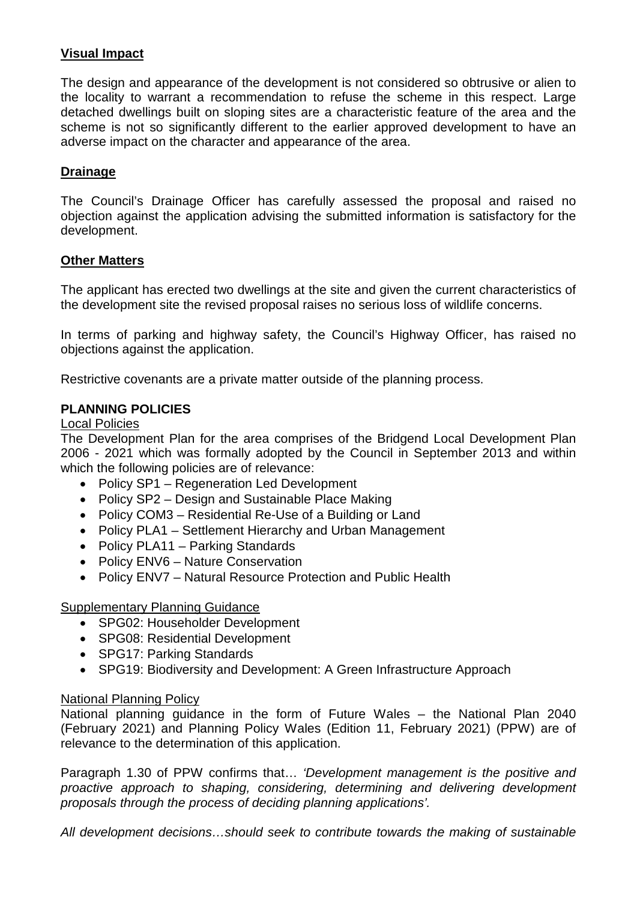**Visual Impact**

The design and appearance of the development is not considered so obtrusive or alien to the locality to warrant a recommendation to refuse the scheme in this respect. Large detached dwellings built on sloping sites are a characteristic feature of the area and the scheme is not so significantly different to the earlier approved development to have an adverse impact on the character and appearance of the area.

**Drainage**

The Council's Drainage Officer has carefully assessed the proposal and raised no objection against the application advising the submitted information is satisfactory for the development.

**Other Matters**

The applicant has erected two dwellings at the site and given the current characteristics of the development site the revised proposal raises no serious loss of wildlife concerns.

In terms of parking and highway safety, the Council's Highway Officer, has raised no objections against the application.

Restrictive covenants are a private matter outside of the planning process.

**PLANNING POLICIES**

Local Policies

The Development Plan for the area comprises of the Bridgend Local Development Plan 2006 - 2021 which was formally adopted by the Council in September 2013 and within which the following policies are of relevance:

- Policy SP1 – Regeneration Led Development
- Policy SP2 – Design and Sustainable Place Making
- Policy COM3 – Residential Re-Use of a Building or Land
- Policy PLA1 – Settlement Hierarchy and Urban Management
- Policy PLA11 – Parking Standards
- Policy ENV6 – Nature Conservation
- Policy ENV7 – Natural Resource Protection and Public Health

Supplementary Planning Guidance

- SPG02: Householder Development
- SPG08: Residential Development
- SPG17: Parking Standards
- SPG19: Biodiversity and Development: A Green Infrastructure Approach

National Planning Policy

National planning guidance in the form of Future Wales – the National Plan 2040 (February 2021) and Planning Policy Wales (Edition 11, February 2021) (PPW) are of relevance to the determination of this application.

Paragraph 1.30 of PPW confirms that… *'Development management is the positive and proactive approach to shaping, considering, determining and delivering development proposals through the process of deciding planning applications'.*

*All development decisions…should seek to contribute towards the making of sustainable*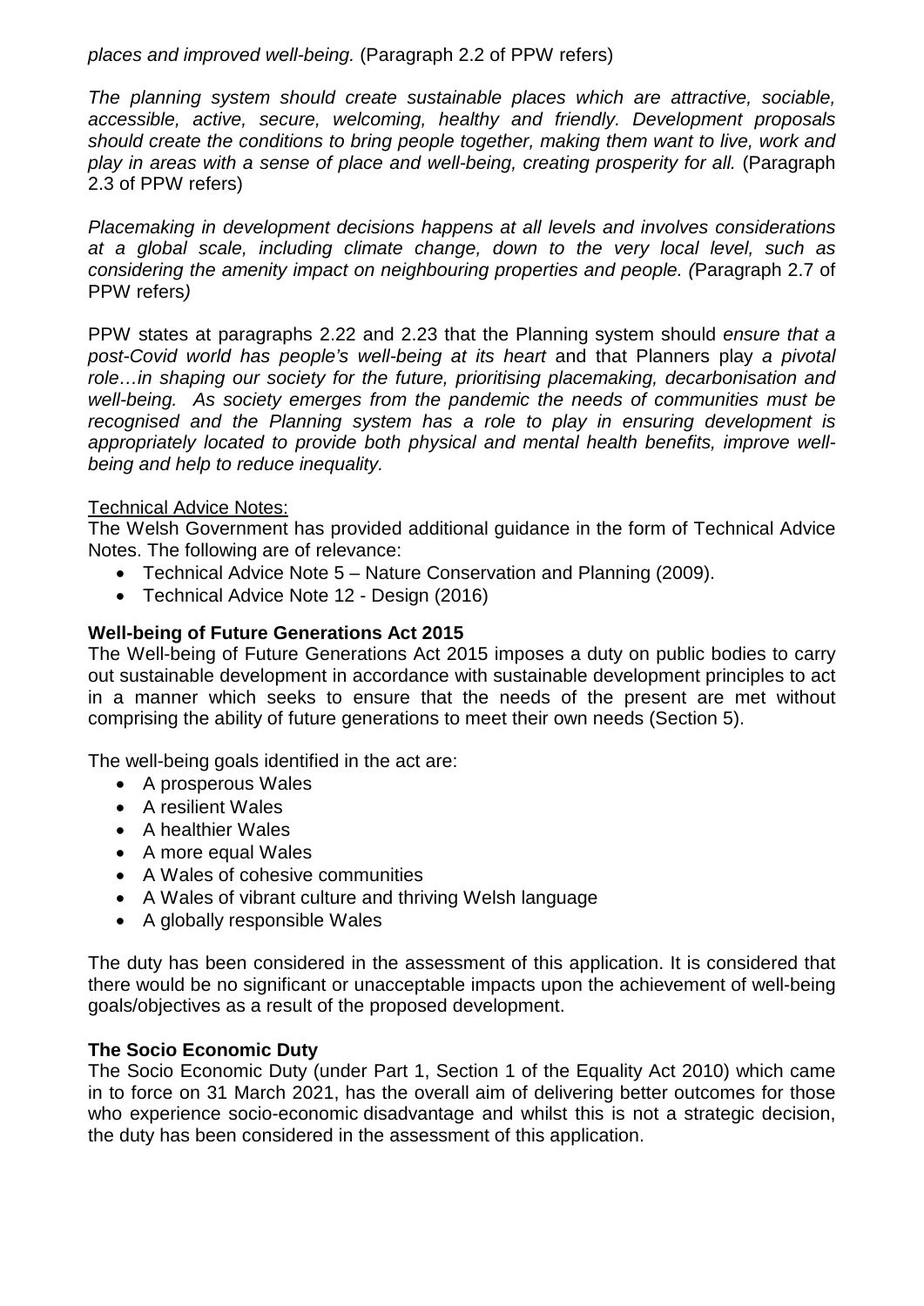*places and improved well-being.* (Paragraph 2.2 of PPW refers)

*The planning system should create sustainable places which are attractive, sociable, accessible, active, secure, welcoming, healthy and friendly. Development proposals should create the conditions to bring people together, making them want to live, work and play in areas with a sense of place and well-being, creating prosperity for all.* (Paragraph 2.3 of PPW refers)

*Placemaking in development decisions happens at all levels and involves considerations at a global scale, including climate change, down to the very local level, such as considering the amenity impact on neighbouring properties and people. (*Paragraph 2.7 of PPW refers*)*

PPW states at paragraphs 2.22 and 2.23 that the Planning system should *ensure that a post-Covid world has people's well-being at its heart* and that Planners play *a pivotal role…in shaping our society for the future, prioritising placemaking, decarbonisation and well-being. As society emerges from the pandemic the needs of communities must be recognised and the Planning system has a role to play in ensuring development is appropriately located to provide both physical and mental health benefits, improve well-being and help to reduce inequality.*

Technical Advice Notes:

The Welsh Government has provided additional guidance in the form of Technical Advice Notes. The following are of relevance:

- Technical Advice Note 5 – Nature Conservation and Planning (2009).
- Technical Advice Note 12 - Design (2016)

**Well-being of Future Generations Act 2015**

The Well-being of Future Generations Act 2015 imposes a duty on public bodies to carry out sustainable development in accordance with sustainable development principles to act in a manner which seeks to ensure that the needs of the present are met without comprising the ability of future generations to meet their own needs (Section 5).

The well-being goals identified in the act are:

- A prosperous Wales
- A resilient Wales
- A healthier Wales
- A more equal Wales
- A Wales of cohesive communities
- A Wales of vibrant culture and thriving Welsh language
- A globally responsible Wales

The duty has been considered in the assessment of this application. It is considered that there would be no significant or unacceptable impacts upon the achievement of well-being goals/objectives as a result of the proposed development.

**The Socio Economic Duty**

The Socio Economic Duty (under Part 1, Section 1 of the Equality Act 2010) which came in to force on 31 March 2021, has the overall aim of delivering better outcomes for those who experience socio-economic disadvantage and whilst this is not a strategic decision, the duty has been considered in the assessment of this application.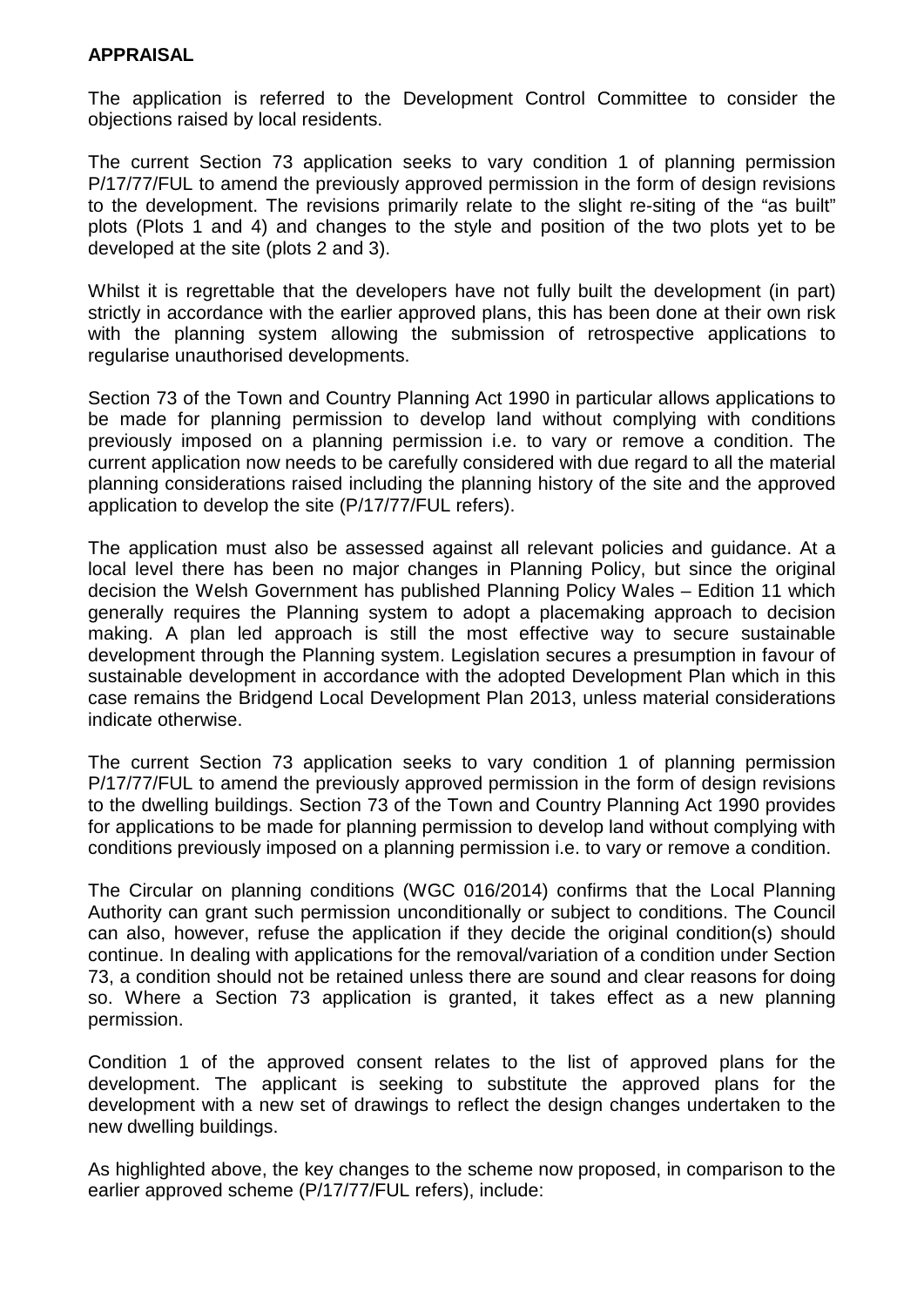**APPRAISAL**

The application is referred to the Development Control Committee to consider the objections raised by local residents.

The current Section 73 application seeks to vary condition 1 of planning permission P/17/77/FUL to amend the previously approved permission in the form of design revisions to the development. The revisions primarily relate to the slight re-siting of the "as built" plots (Plots 1 and 4) and changes to the style and position of the two plots yet to be developed at the site (plots 2 and 3).

Whilst it is regrettable that the developers have not fully built the development (in part) strictly in accordance with the earlier approved plans, this has been done at their own risk with the planning system allowing the submission of retrospective applications to regularise unauthorised developments.

Section 73 of the Town and Country Planning Act 1990 in particular allows applications to be made for planning permission to develop land without complying with conditions previously imposed on a planning permission i.e. to vary or remove a condition. The current application now needs to be carefully considered with due regard to all the material planning considerations raised including the planning history of the site and the approved application to develop the site (P/17/77/FUL refers).

The application must also be assessed against all relevant policies and guidance. At a local level there has been no major changes in Planning Policy, but since the original decision the Welsh Government has published Planning Policy Wales – Edition 11 which generally requires the Planning system to adopt a placemaking approach to decision making. A plan led approach is still the most effective way to secure sustainable development through the Planning system. Legislation secures a presumption in favour of sustainable development in accordance with the adopted Development Plan which in this case remains the Bridgend Local Development Plan 2013, unless material considerations indicate otherwise.

The current Section 73 application seeks to vary condition 1 of planning permission P/17/77/FUL to amend the previously approved permission in the form of design revisions to the dwelling buildings. Section 73 of the Town and Country Planning Act 1990 provides for applications to be made for planning permission to develop land without complying with conditions previously imposed on a planning permission i.e. to vary or remove a condition.

The Circular on planning conditions (WGC 016/2014) confirms that the Local Planning Authority can grant such permission unconditionally or subject to conditions. The Council can also, however, refuse the application if they decide the original condition(s) should continue. In dealing with applications for the removal/variation of a condition under Section 73, a condition should not be retained unless there are sound and clear reasons for doing so. Where a Section 73 application is granted, it takes effect as a new planning permission.

Condition 1 of the approved consent relates to the list of approved plans for the development. The applicant is seeking to substitute the approved plans for the development with a new set of drawings to reflect the design changes undertaken to the new dwelling buildings.

As highlighted above, the key changes to the scheme now proposed, in comparison to the earlier approved scheme (P/17/77/FUL refers), include: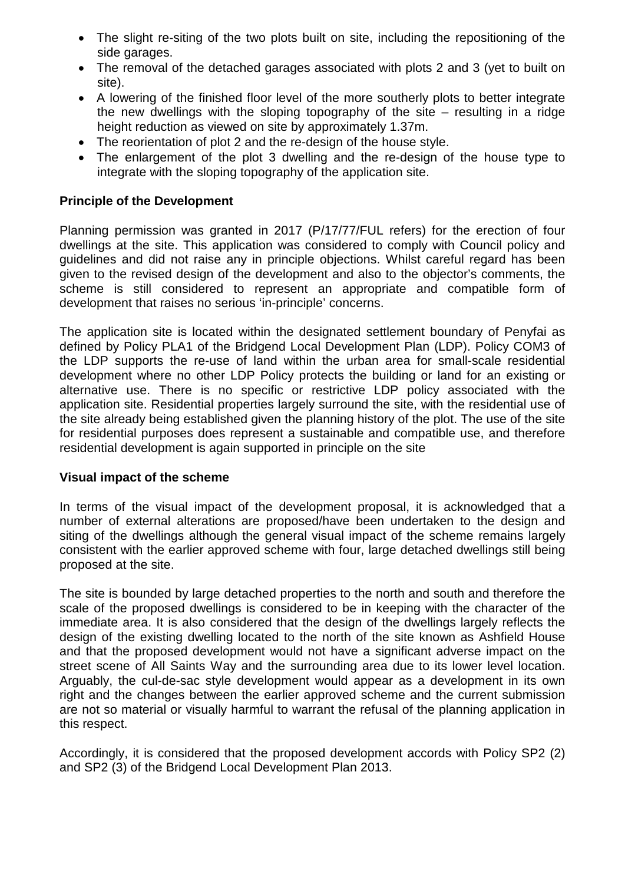- The slight re-siting of the two plots built on site, including the repositioning of the side garages.
- The removal of the detached garages associated with plots 2 and 3 (yet to built on site).
- A lowering of the finished floor level of the more southerly plots to better integrate the new dwellings with the sloping topography of the site – resulting in a ridge height reduction as viewed on site by approximately 1.37m.
- The reorientation of plot 2 and the re-design of the house style.
- The enlargement of the plot 3 dwelling and the re-design of the house type to integrate with the sloping topography of the application site.

**Principle of the Development**

Planning permission was granted in 2017 (P/17/77/FUL refers) for the erection of four dwellings at the site. This application was considered to comply with Council policy and guidelines and did not raise any in principle objections. Whilst careful regard has been given to the revised design of the development and also to the objector's comments, the scheme is still considered to represent an appropriate and compatible form of development that raises no serious 'in-principle' concerns.

The application site is located within the designated settlement boundary of Penyfai as defined by Policy PLA1 of the Bridgend Local Development Plan (LDP). Policy COM3 of the LDP supports the re-use of land within the urban area for small-scale residential development where no other LDP Policy protects the building or land for an existing or alternative use. There is no specific or restrictive LDP policy associated with the application site. Residential properties largely surround the site, with the residential use of the site already being established given the planning history of the plot. The use of the site for residential purposes does represent a sustainable and compatible use, and therefore residential development is again supported in principle on the site

**Visual impact of the scheme**

In terms of the visual impact of the development proposal, it is acknowledged that a number of external alterations are proposed/have been undertaken to the design and siting of the dwellings although the general visual impact of the scheme remains largely consistent with the earlier approved scheme with four, large detached dwellings still being proposed at the site.

The site is bounded by large detached properties to the north and south and therefore the scale of the proposed dwellings is considered to be in keeping with the character of the immediate area. It is also considered that the design of the dwellings largely reflects the design of the existing dwelling located to the north of the site known as Ashfield House and that the proposed development would not have a significant adverse impact on the street scene of All Saints Way and the surrounding area due to its lower level location. Arguably, the cul-de-sac style development would appear as a development in its own right and the changes between the earlier approved scheme and the current submission are not so material or visually harmful to warrant the refusal of the planning application in this respect.

Accordingly, it is considered that the proposed development accords with Policy SP2 (2) and SP2 (3) of the Bridgend Local Development Plan 2013.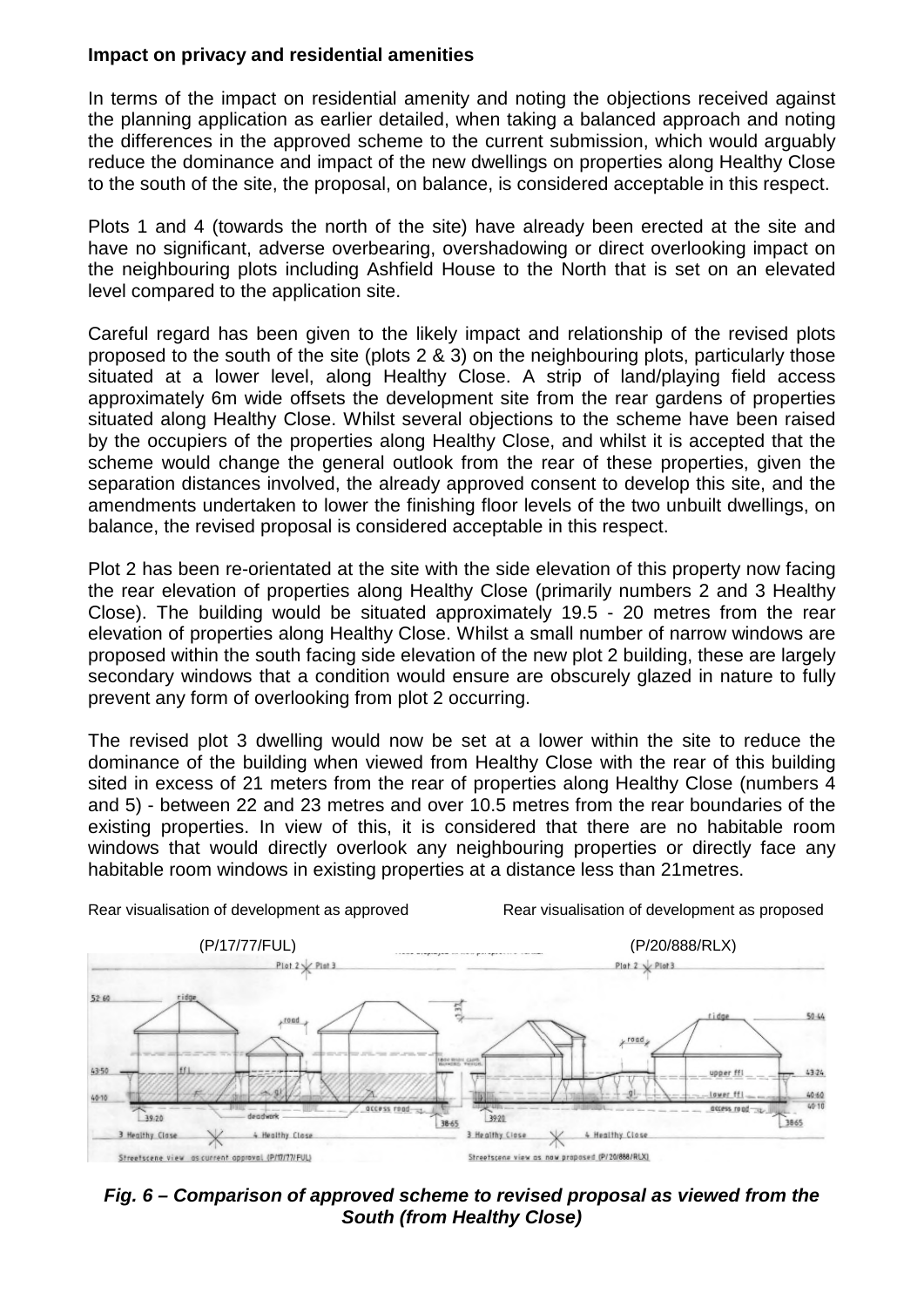**Impact on privacy and residential amenities**

In terms of the impact on residential amenity and noting the objections received against the planning application as earlier detailed, when taking a balanced approach and noting the differences in the approved scheme to the current submission, which would arguably reduce the dominance and impact of the new dwellings on properties along Healthy Close to the south of the site, the proposal, on balance, is considered acceptable in this respect.

Plots 1 and 4 (towards the north of the site) have already been erected at the site and have no significant, adverse overbearing, overshadowing or direct overlooking impact on the neighbouring plots including Ashfield House to the North that is set on an elevated level compared to the application site.

Careful regard has been given to the likely impact and relationship of the revised plots proposed to the south of the site (plots 2 & 3) on the neighbouring plots, particularly those situated at a lower level, along Healthy Close. A strip of land/playing field access approximately 6m wide offsets the development site from the rear gardens of properties situated along Healthy Close. Whilst several objections to the scheme have been raised by the occupiers of the properties along Healthy Close, and whilst it is accepted that the scheme would change the general outlook from the rear of these properties, given the separation distances involved, the already approved consent to develop this site, and the amendments undertaken to lower the finishing floor levels of the two unbuilt dwellings, on balance, the revised proposal is considered acceptable in this respect.

Plot 2 has been re-orientated at the site with the side elevation of this property now facing the rear elevation of properties along Healthy Close (primarily numbers 2 and 3 Healthy Close). The building would be situated approximately 19.5 - 20 metres from the rear elevation of properties along Healthy Close. Whilst a small number of narrow windows are proposed within the south facing side elevation of the new plot 2 building, these are largely secondary windows that a condition would ensure are obscurely glazed in nature to fully prevent any form of overlooking from plot 2 occurring.

The revised plot 3 dwelling would now be set at a lower within the site to reduce the dominance of the building when viewed from Healthy Close with the rear of this building sited in excess of 21 meters from the rear of properties along Healthy Close (numbers 4 and 5) - between 22 and 23 metres and over 10.5 metres from the rear boundaries of the existing properties. In view of this, it is considered that there are no habitable room windows that would directly overlook any neighbouring properties or directly face any habitable room windows in existing properties at a distance less than 21metres.

Rear visualisation of development as approved (P/17/77/FUL)

Rear visualisation of development as proposed (P/20/888/RLX)

***Fig. 6 – Comparison of approved scheme to revised proposal as viewed from the South (from Healthy Close)***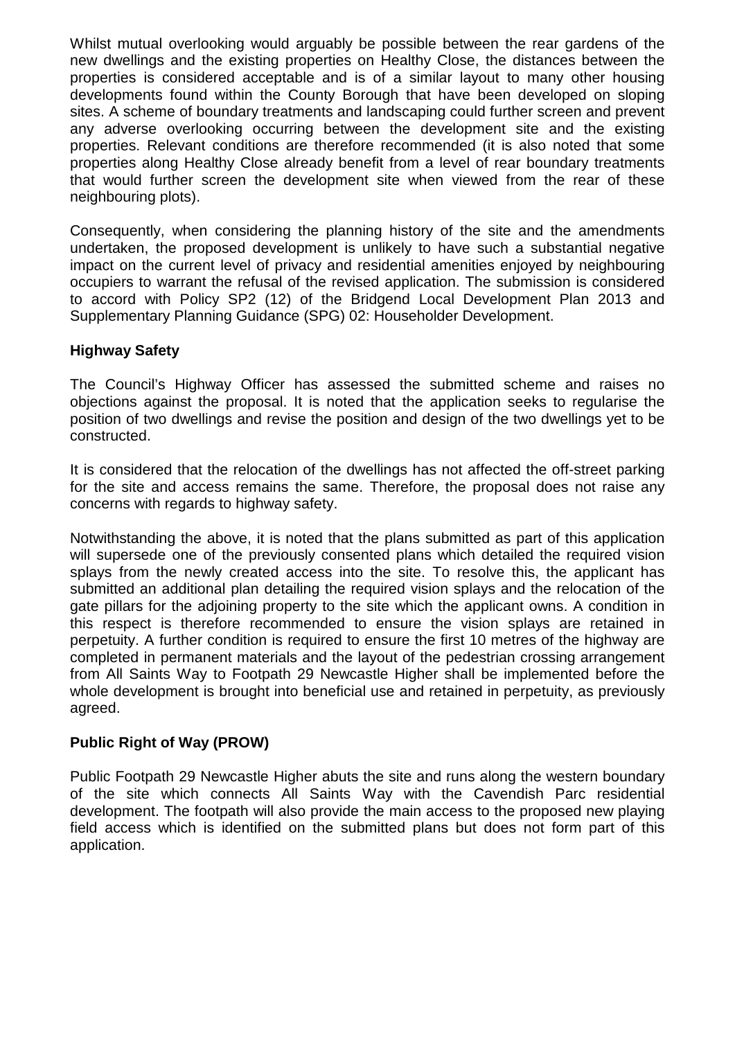Whilst mutual overlooking would arguably be possible between the rear gardens of the new dwellings and the existing properties on Healthy Close, the distances between the properties is considered acceptable and is of a similar layout to many other housing developments found within the County Borough that have been developed on sloping sites. A scheme of boundary treatments and landscaping could further screen and prevent any adverse overlooking occurring between the development site and the existing properties. Relevant conditions are therefore recommended (it is also noted that some properties along Healthy Close already benefit from a level of rear boundary treatments that would further screen the development site when viewed from the rear of these neighbouring plots).

Consequently, when considering the planning history of the site and the amendments undertaken, the proposed development is unlikely to have such a substantial negative impact on the current level of privacy and residential amenities enjoyed by neighbouring occupiers to warrant the refusal of the revised application. The submission is considered to accord with Policy SP2 (12) of the Bridgend Local Development Plan 2013 and Supplementary Planning Guidance (SPG) 02: Householder Development.

**Highway Safety**

The Council's Highway Officer has assessed the submitted scheme and raises no objections against the proposal. It is noted that the application seeks to regularise the position of two dwellings and revise the position and design of the two dwellings yet to be constructed.

It is considered that the relocation of the dwellings has not affected the off-street parking for the site and access remains the same. Therefore, the proposal does not raise any concerns with regards to highway safety.

Notwithstanding the above, it is noted that the plans submitted as part of this application will supersede one of the previously consented plans which detailed the required vision splays from the newly created access into the site. To resolve this, the applicant has submitted an additional plan detailing the required vision splays and the relocation of the gate pillars for the adjoining property to the site which the applicant owns. A condition in this respect is therefore recommended to ensure the vision splays are retained in perpetuity. A further condition is required to ensure the first 10 metres of the highway are completed in permanent materials and the layout of the pedestrian crossing arrangement from All Saints Way to Footpath 29 Newcastle Higher shall be implemented before the whole development is brought into beneficial use and retained in perpetuity, as previously agreed.

**Public Right of Way (PROW)**

Public Footpath 29 Newcastle Higher abuts the site and runs along the western boundary of the site which connects All Saints Way with the Cavendish Parc residential development. The footpath will also provide the main access to the proposed new playing field access which is identified on the submitted plans but does not form part of this application.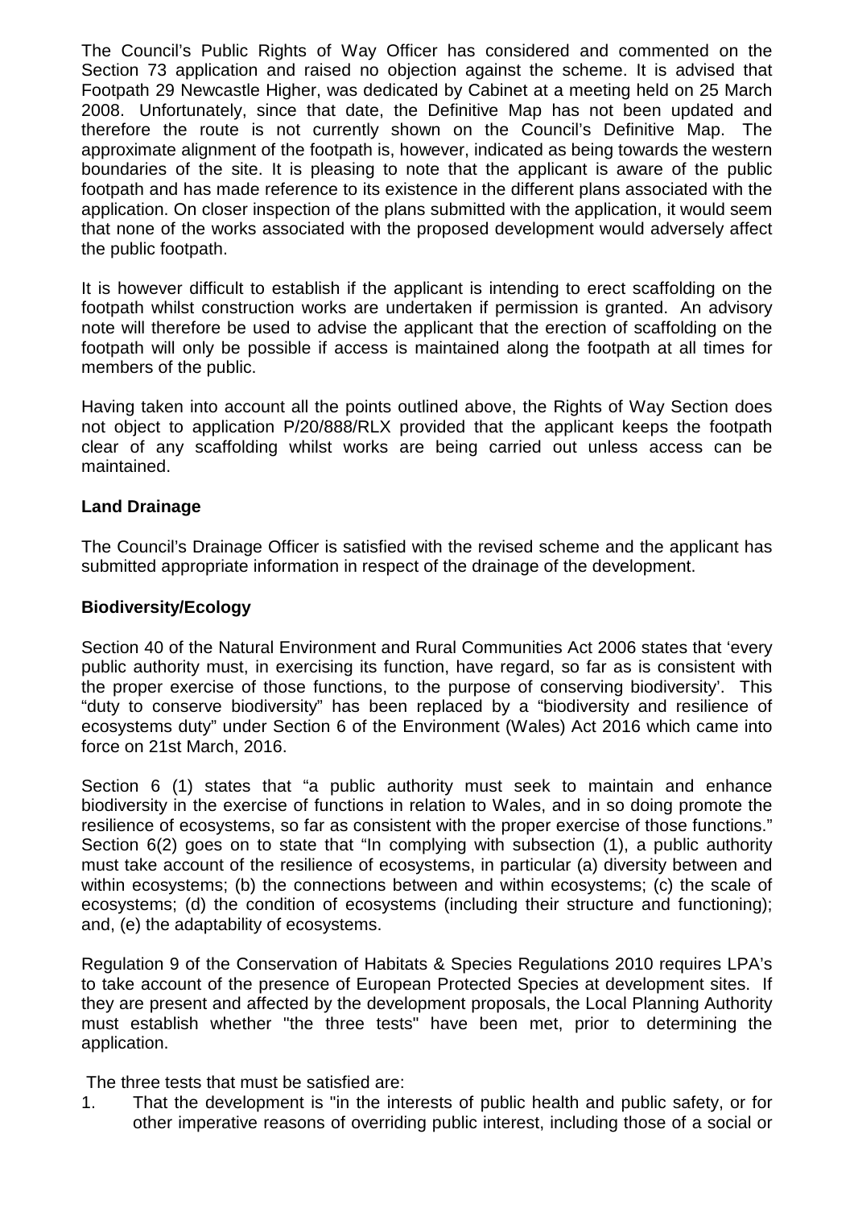The Council's Public Rights of Way Officer has considered and commented on the Section 73 application and raised no objection against the scheme. It is advised that Footpath 29 Newcastle Higher, was dedicated by Cabinet at a meeting held on 25 March 2008. Unfortunately, since that date, the Definitive Map has not been updated and therefore the route is not currently shown on the Council's Definitive Map. The approximate alignment of the footpath is, however, indicated as being towards the western boundaries of the site. It is pleasing to note that the applicant is aware of the public footpath and has made reference to its existence in the different plans associated with the application. On closer inspection of the plans submitted with the application, it would seem that none of the works associated with the proposed development would adversely affect the public footpath.

It is however difficult to establish if the applicant is intending to erect scaffolding on the footpath whilst construction works are undertaken if permission is granted. An advisory note will therefore be used to advise the applicant that the erection of scaffolding on the footpath will only be possible if access is maintained along the footpath at all times for members of the public.

Having taken into account all the points outlined above, the Rights of Way Section does not object to application P/20/888/RLX provided that the applicant keeps the footpath clear of any scaffolding whilst works are being carried out unless access can be maintained.

**Land Drainage**

The Council's Drainage Officer is satisfied with the revised scheme and the applicant has submitted appropriate information in respect of the drainage of the development.

**Biodiversity/Ecology**

Section 40 of the Natural Environment and Rural Communities Act 2006 states that 'every public authority must, in exercising its function, have regard, so far as is consistent with the proper exercise of those functions, to the purpose of conserving biodiversity'. This "duty to conserve biodiversity" has been replaced by a "biodiversity and resilience of ecosystems duty" under Section 6 of the Environment (Wales) Act 2016 which came into force on 21st March, 2016.

Section 6 (1) states that "a public authority must seek to maintain and enhance biodiversity in the exercise of functions in relation to Wales, and in so doing promote the resilience of ecosystems, so far as consistent with the proper exercise of those functions." Section 6(2) goes on to state that "In complying with subsection (1), a public authority must take account of the resilience of ecosystems, in particular (a) diversity between and within ecosystems; (b) the connections between and within ecosystems; (c) the scale of ecosystems; (d) the condition of ecosystems (including their structure and functioning); and, (e) the adaptability of ecosystems.

Regulation 9 of the Conservation of Habitats & Species Regulations 2010 requires LPA's to take account of the presence of European Protected Species at development sites. If they are present and affected by the development proposals, the Local Planning Authority must establish whether "the three tests" have been met, prior to determining the application.

The three tests that must be satisfied are:

1. That the development is "in the interests of public health and public safety, or for other imperative reasons of overriding public interest, including those of a social or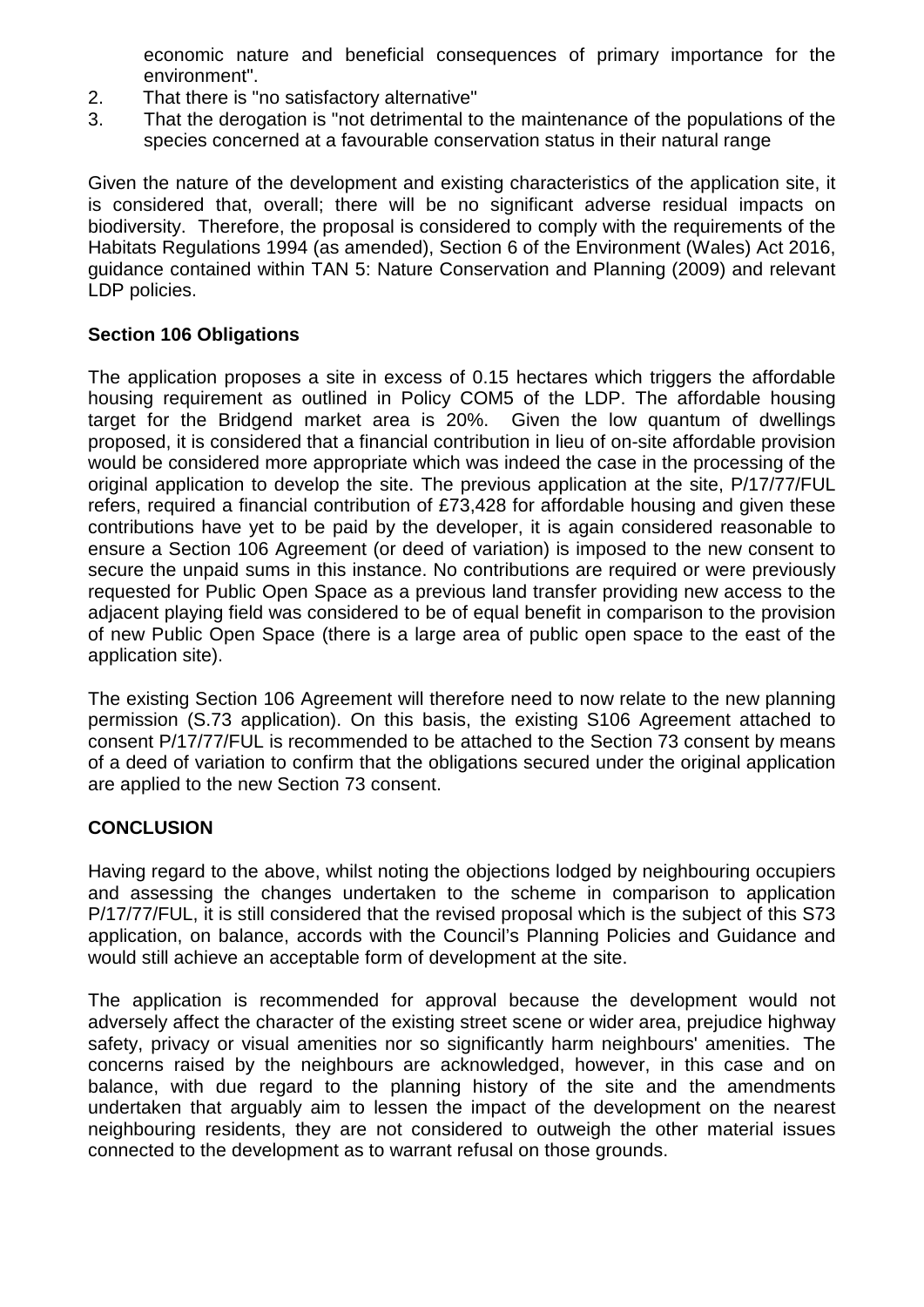economic nature and beneficial consequences of primary importance for the environment".

2. That there is "no satisfactory alternative"
3. That the derogation is "not detrimental to the maintenance of the populations of the species concerned at a favourable conservation status in their natural range

Given the nature of the development and existing characteristics of the application site, it is considered that, overall; there will be no significant adverse residual impacts on biodiversity. Therefore, the proposal is considered to comply with the requirements of the Habitats Regulations 1994 (as amended), Section 6 of the Environment (Wales) Act 2016, guidance contained within TAN 5: Nature Conservation and Planning (2009) and relevant LDP policies.

**Section 106 Obligations**

The application proposes a site in excess of 0.15 hectares which triggers the affordable housing requirement as outlined in Policy COM5 of the LDP. The affordable housing target for the Bridgend market area is 20%. Given the low quantum of dwellings proposed, it is considered that a financial contribution in lieu of on-site affordable provision would be considered more appropriate which was indeed the case in the processing of the original application to develop the site. The previous application at the site, P/17/77/FUL refers, required a financial contribution of £73,428 for affordable housing and given these contributions have yet to be paid by the developer, it is again considered reasonable to ensure a Section 106 Agreement (or deed of variation) is imposed to the new consent to secure the unpaid sums in this instance. No contributions are required or were previously requested for Public Open Space as a previous land transfer providing new access to the adjacent playing field was considered to be of equal benefit in comparison to the provision of new Public Open Space (there is a large area of public open space to the east of the application site).

The existing Section 106 Agreement will therefore need to now relate to the new planning permission (S.73 application). On this basis, the existing S106 Agreement attached to consent P/17/77/FUL is recommended to be attached to the Section 73 consent by means of a deed of variation to confirm that the obligations secured under the original application are applied to the new Section 73 consent.

**CONCLUSION**

Having regard to the above, whilst noting the objections lodged by neighbouring occupiers and assessing the changes undertaken to the scheme in comparison to application P/17/77/FUL, it is still considered that the revised proposal which is the subject of this S73 application, on balance, accords with the Council's Planning Policies and Guidance and would still achieve an acceptable form of development at the site.

The application is recommended for approval because the development would not adversely affect the character of the existing street scene or wider area, prejudice highway safety, privacy or visual amenities nor so significantly harm neighbours' amenities. The concerns raised by the neighbours are acknowledged, however, in this case and on balance, with due regard to the planning history of the site and the amendments undertaken that arguably aim to lessen the impact of the development on the nearest neighbouring residents, they are not considered to outweigh the other material issues connected to the development as to warrant refusal on those grounds.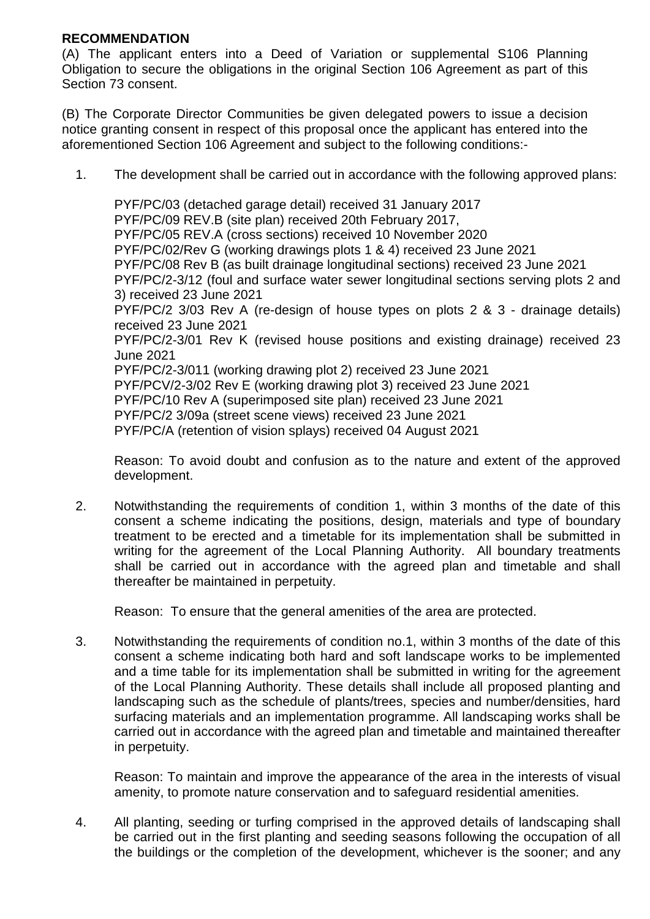**RECOMMENDATION**

(A) The applicant enters into a Deed of Variation or supplemental S106 Planning Obligation to secure the obligations in the original Section 106 Agreement as part of this Section 73 consent.

(B) The Corporate Director Communities be given delegated powers to issue a decision notice granting consent in respect of this proposal once the applicant has entered into the aforementioned Section 106 Agreement and subject to the following conditions:-

1. The development shall be carried out in accordance with the following approved plans:

   PYF/PC/03 (detached garage detail) received 31 January 2017
   PYF/PC/09 REV.B (site plan) received 20th February 2017,
   PYF/PC/05 REV.A (cross sections) received 10 November 2020
   PYF/PC/02/Rev G (working drawings plots 1 & 4) received 23 June 2021
   PYF/PC/08 Rev B (as built drainage longitudinal sections) received 23 June 2021
   PYF/PC/2-3/12 (foul and surface water sewer longitudinal sections serving plots 2 and 3) received 23 June 2021
   PYF/PC/2 3/03 Rev A (re-design of house types on plots 2 & 3 - drainage details) received 23 June 2021
   PYF/PC/2-3/01 Rev K (revised house positions and existing drainage) received 23 June 2021
   PYF/PC/2-3/011 (working drawing plot 2) received 23 June 2021
   PYF/PCV/2-3/02 Rev E (working drawing plot 3) received 23 June 2021
   PYF/PC/10 Rev A (superimposed site plan) received 23 June 2021
   PYF/PC/2 3/09a (street scene views) received 23 June 2021
   PYF/PC/A (retention of vision splays) received 04 August 2021

   Reason: To avoid doubt and confusion as to the nature and extent of the approved development.

2. Notwithstanding the requirements of condition 1, within 3 months of the date of this consent a scheme indicating the positions, design, materials and type of boundary treatment to be erected and a timetable for its implementation shall be submitted in writing for the agreement of the Local Planning Authority. All boundary treatments shall be carried out in accordance with the agreed plan and timetable and shall thereafter be maintained in perpetuity.

   Reason: To ensure that the general amenities of the area are protected.

3. Notwithstanding the requirements of condition no.1, within 3 months of the date of this consent a scheme indicating both hard and soft landscape works to be implemented and a time table for its implementation shall be submitted in writing for the agreement of the Local Planning Authority. These details shall include all proposed planting and landscaping such as the schedule of plants/trees, species and number/densities, hard surfacing materials and an implementation programme. All landscaping works shall be carried out in accordance with the agreed plan and timetable and maintained thereafter in perpetuity.

   Reason: To maintain and improve the appearance of the area in the interests of visual amenity, to promote nature conservation and to safeguard residential amenities.

4. All planting, seeding or turfing comprised in the approved details of landscaping shall be carried out in the first planting and seeding seasons following the occupation of all the buildings or the completion of the development, whichever is the sooner; and any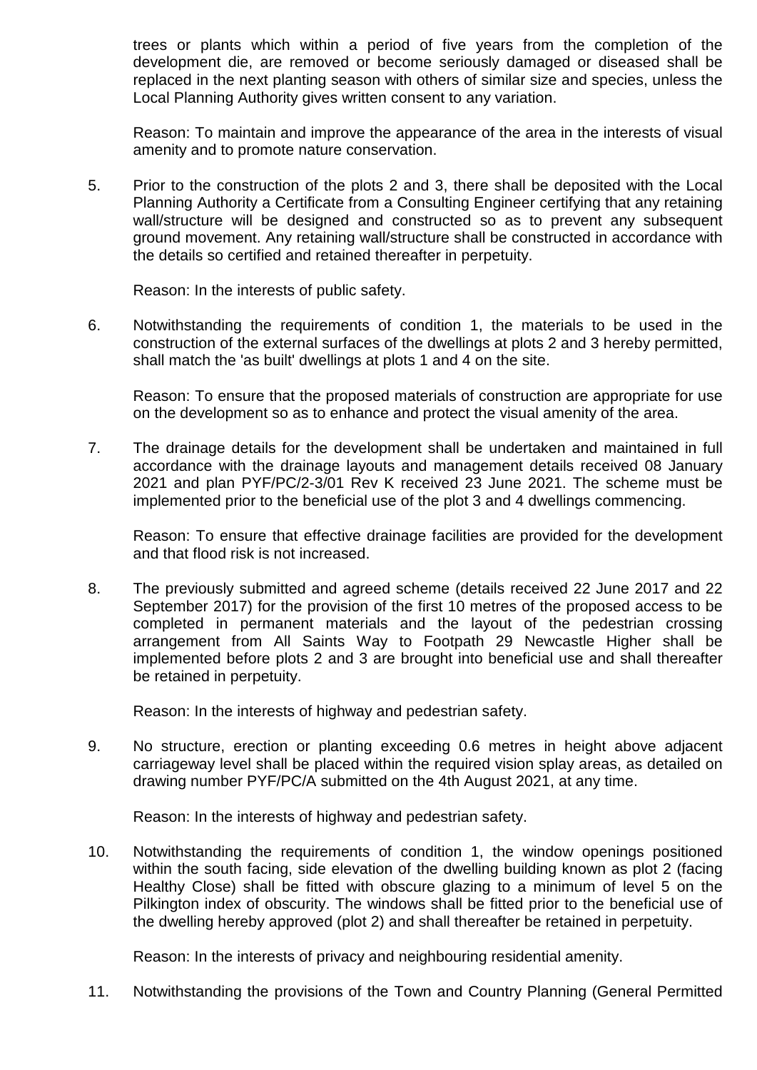trees or plants which within a period of five years from the completion of the development die, are removed or become seriously damaged or diseased shall be replaced in the next planting season with others of similar size and species, unless the Local Planning Authority gives written consent to any variation.

Reason: To maintain and improve the appearance of the area in the interests of visual amenity and to promote nature conservation.

5. Prior to the construction of the plots 2 and 3, there shall be deposited with the Local Planning Authority a Certificate from a Consulting Engineer certifying that any retaining wall/structure will be designed and constructed so as to prevent any subsequent ground movement. Any retaining wall/structure shall be constructed in accordance with the details so certified and retained thereafter in perpetuity.

   Reason: In the interests of public safety.

6. Notwithstanding the requirements of condition 1, the materials to be used in the construction of the external surfaces of the dwellings at plots 2 and 3 hereby permitted, shall match the 'as built' dwellings at plots 1 and 4 on the site.

   Reason: To ensure that the proposed materials of construction are appropriate for use on the development so as to enhance and protect the visual amenity of the area.

7. The drainage details for the development shall be undertaken and maintained in full accordance with the drainage layouts and management details received 08 January 2021 and plan PYF/PC/2-3/01 Rev K received 23 June 2021. The scheme must be implemented prior to the beneficial use of the plot 3 and 4 dwellings commencing.

   Reason: To ensure that effective drainage facilities are provided for the development and that flood risk is not increased.

8. The previously submitted and agreed scheme (details received 22 June 2017 and 22 September 2017) for the provision of the first 10 metres of the proposed access to be completed in permanent materials and the layout of the pedestrian crossing arrangement from All Saints Way to Footpath 29 Newcastle Higher shall be implemented before plots 2 and 3 are brought into beneficial use and shall thereafter be retained in perpetuity.

   Reason: In the interests of highway and pedestrian safety.

9. No structure, erection or planting exceeding 0.6 metres in height above adjacent carriageway level shall be placed within the required vision splay areas, as detailed on drawing number PYF/PC/A submitted on the 4th August 2021, at any time.

   Reason: In the interests of highway and pedestrian safety.

10. Notwithstanding the requirements of condition 1, the window openings positioned within the south facing, side elevation of the dwelling building known as plot 2 (facing Healthy Close) shall be fitted with obscure glazing to a minimum of level 5 on the Pilkington index of obscurity. The windows shall be fitted prior to the beneficial use of the dwelling hereby approved (plot 2) and shall thereafter be retained in perpetuity.

    Reason: In the interests of privacy and neighbouring residential amenity.

11. Notwithstanding the provisions of the Town and Country Planning (General Permitted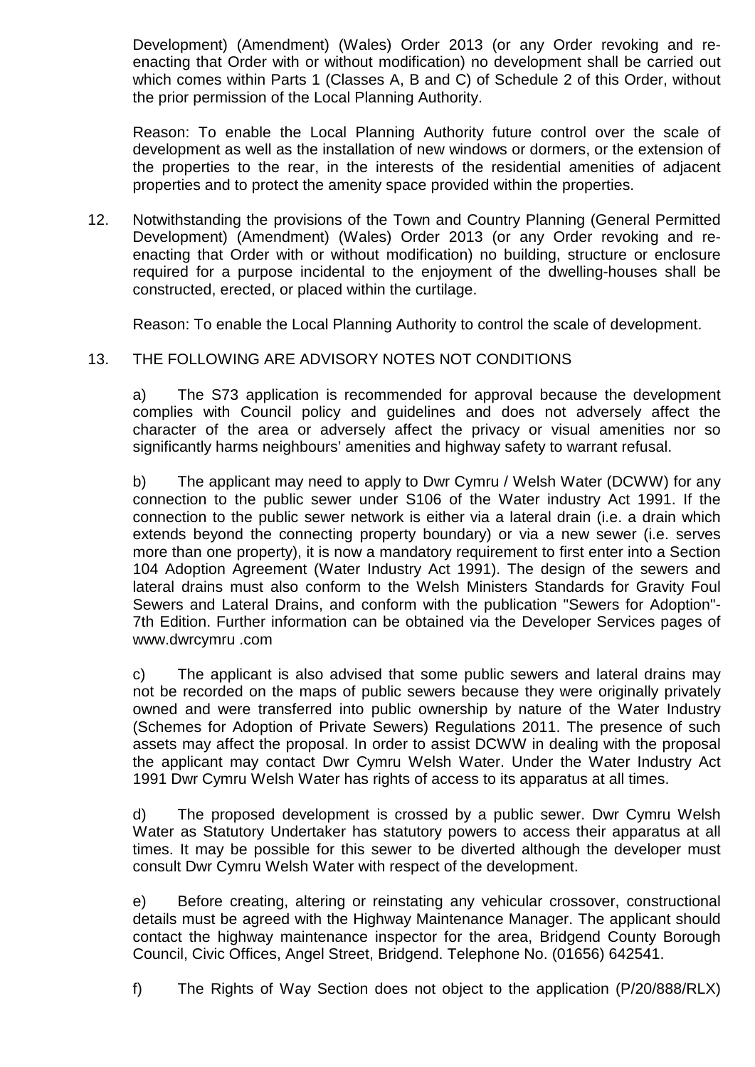Development) (Amendment) (Wales) Order 2013 (or any Order revoking and re-enacting that Order with or without modification) no development shall be carried out which comes within Parts 1 (Classes A, B and C) of Schedule 2 of this Order, without the prior permission of the Local Planning Authority.

Reason: To enable the Local Planning Authority future control over the scale of development as well as the installation of new windows or dormers, or the extension of the properties to the rear, in the interests of the residential amenities of adjacent properties and to protect the amenity space provided within the properties.

12. Notwithstanding the provisions of the Town and Country Planning (General Permitted Development) (Amendment) (Wales) Order 2013 (or any Order revoking and re-enacting that Order with or without modification) no building, structure or enclosure required for a purpose incidental to the enjoyment of the dwelling-houses shall be constructed, erected, or placed within the curtilage.

    Reason: To enable the Local Planning Authority to control the scale of development.

13. THE FOLLOWING ARE ADVISORY NOTES NOT CONDITIONS

    a) The S73 application is recommended for approval because the development complies with Council policy and guidelines and does not adversely affect the character of the area or adversely affect the privacy or visual amenities nor so significantly harms neighbours' amenities and highway safety to warrant refusal.

    b) The applicant may need to apply to Dwr Cymru / Welsh Water (DCWW) for any connection to the public sewer under S106 of the Water industry Act 1991. If the connection to the public sewer network is either via a lateral drain (i.e. a drain which extends beyond the connecting property boundary) or via a new sewer (i.e. serves more than one property), it is now a mandatory requirement to first enter into a Section 104 Adoption Agreement (Water Industry Act 1991). The design of the sewers and lateral drains must also conform to the Welsh Ministers Standards for Gravity Foul Sewers and Lateral Drains, and conform with the publication "Sewers for Adoption"- 7th Edition. Further information can be obtained via the Developer Services pages of www.dwrcymru .com

    c) The applicant is also advised that some public sewers and lateral drains may not be recorded on the maps of public sewers because they were originally privately owned and were transferred into public ownership by nature of the Water Industry (Schemes for Adoption of Private Sewers) Regulations 2011. The presence of such assets may affect the proposal. In order to assist DCWW in dealing with the proposal the applicant may contact Dwr Cymru Welsh Water. Under the Water Industry Act 1991 Dwr Cymru Welsh Water has rights of access to its apparatus at all times.

    d) The proposed development is crossed by a public sewer. Dwr Cymru Welsh Water as Statutory Undertaker has statutory powers to access their apparatus at all times. It may be possible for this sewer to be diverted although the developer must consult Dwr Cymru Welsh Water with respect of the development.

    e) Before creating, altering or reinstating any vehicular crossover, constructional details must be agreed with the Highway Maintenance Manager. The applicant should contact the highway maintenance inspector for the area, Bridgend County Borough Council, Civic Offices, Angel Street, Bridgend. Telephone No. (01656) 642541.

    f) The Rights of Way Section does not object to the application (P/20/888/RLX)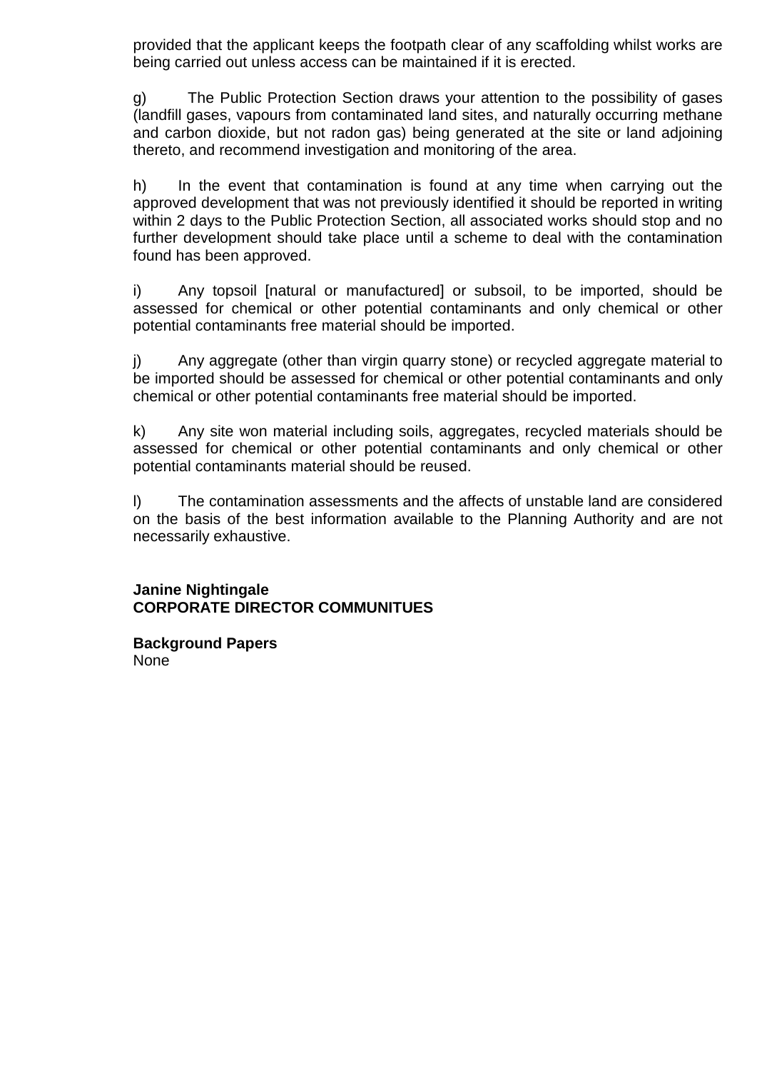provided that the applicant keeps the footpath clear of any scaffolding whilst works are being carried out unless access can be maintained if it is erected.

g) The Public Protection Section draws your attention to the possibility of gases (landfill gases, vapours from contaminated land sites, and naturally occurring methane and carbon dioxide, but not radon gas) being generated at the site or land adjoining thereto, and recommend investigation and monitoring of the area.

h) In the event that contamination is found at any time when carrying out the approved development that was not previously identified it should be reported in writing within 2 days to the Public Protection Section, all associated works should stop and no further development should take place until a scheme to deal with the contamination found has been approved.

i) Any topsoil [natural or manufactured] or subsoil, to be imported, should be assessed for chemical or other potential contaminants and only chemical or other potential contaminants free material should be imported.

j) Any aggregate (other than virgin quarry stone) or recycled aggregate material to be imported should be assessed for chemical or other potential contaminants and only chemical or other potential contaminants free material should be imported.

k) Any site won material including soils, aggregates, recycled materials should be assessed for chemical or other potential contaminants and only chemical or other potential contaminants material should be reused.

l) The contamination assessments and the affects of unstable land are considered on the basis of the best information available to the Planning Authority and are not necessarily exhaustive.

**Janine Nightingale**
**CORPORATE DIRECTOR COMMUNITUES**

**Background Papers**
None